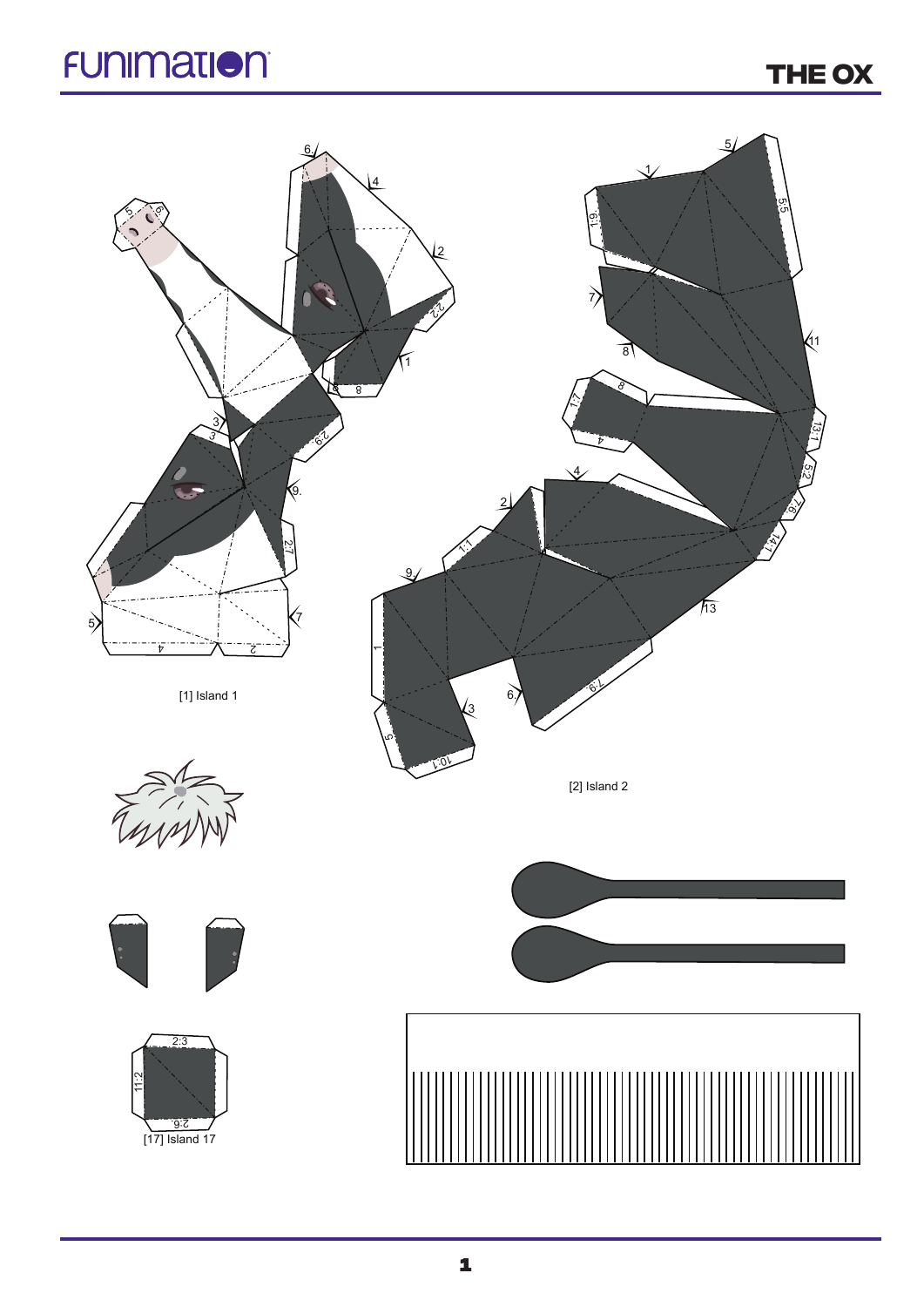# THE OX

[1] Island 1

[2] Island 2

[17] Island 17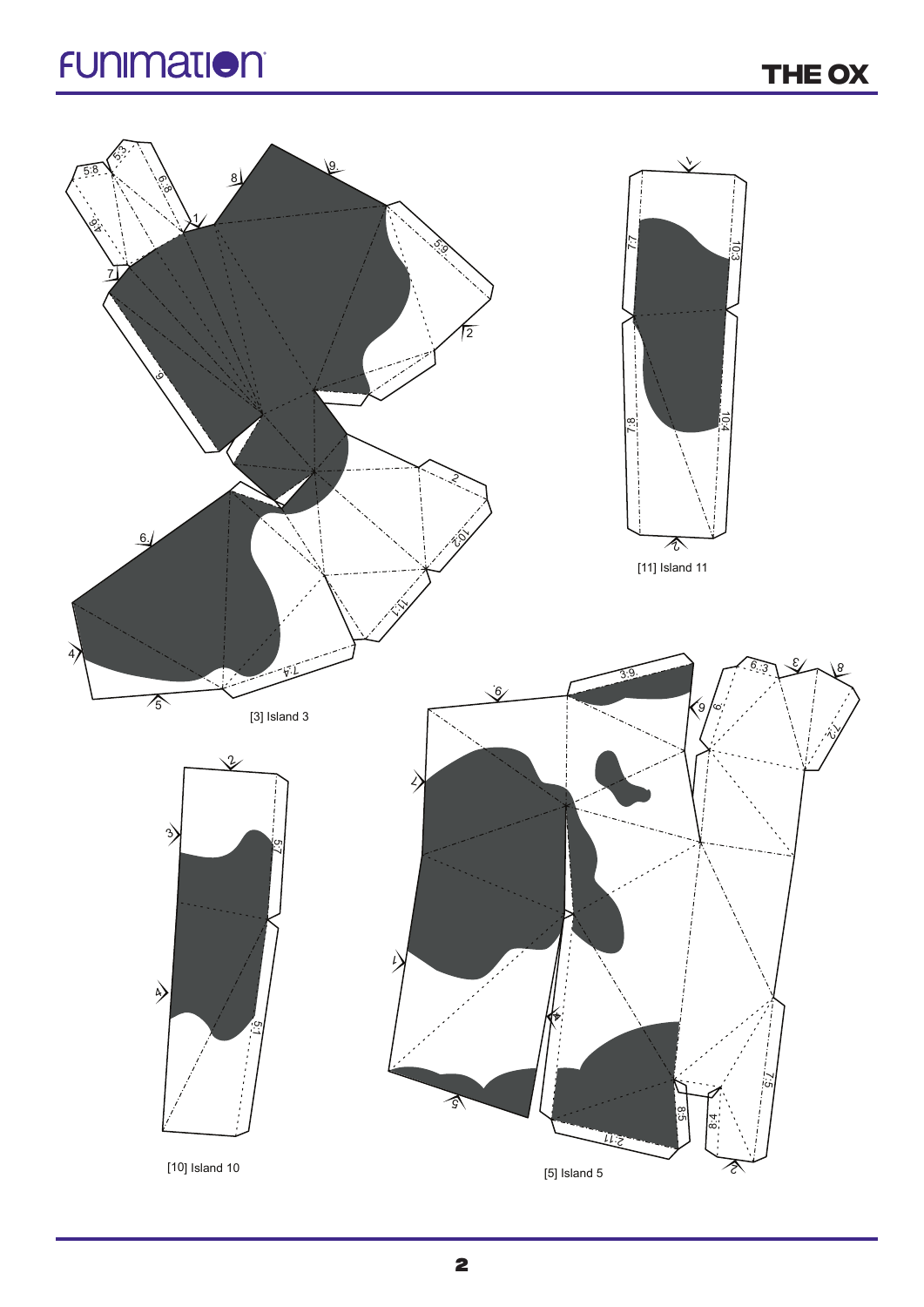[3] Island 3

[11] Island 11

[10] Island 10

[5] Island 5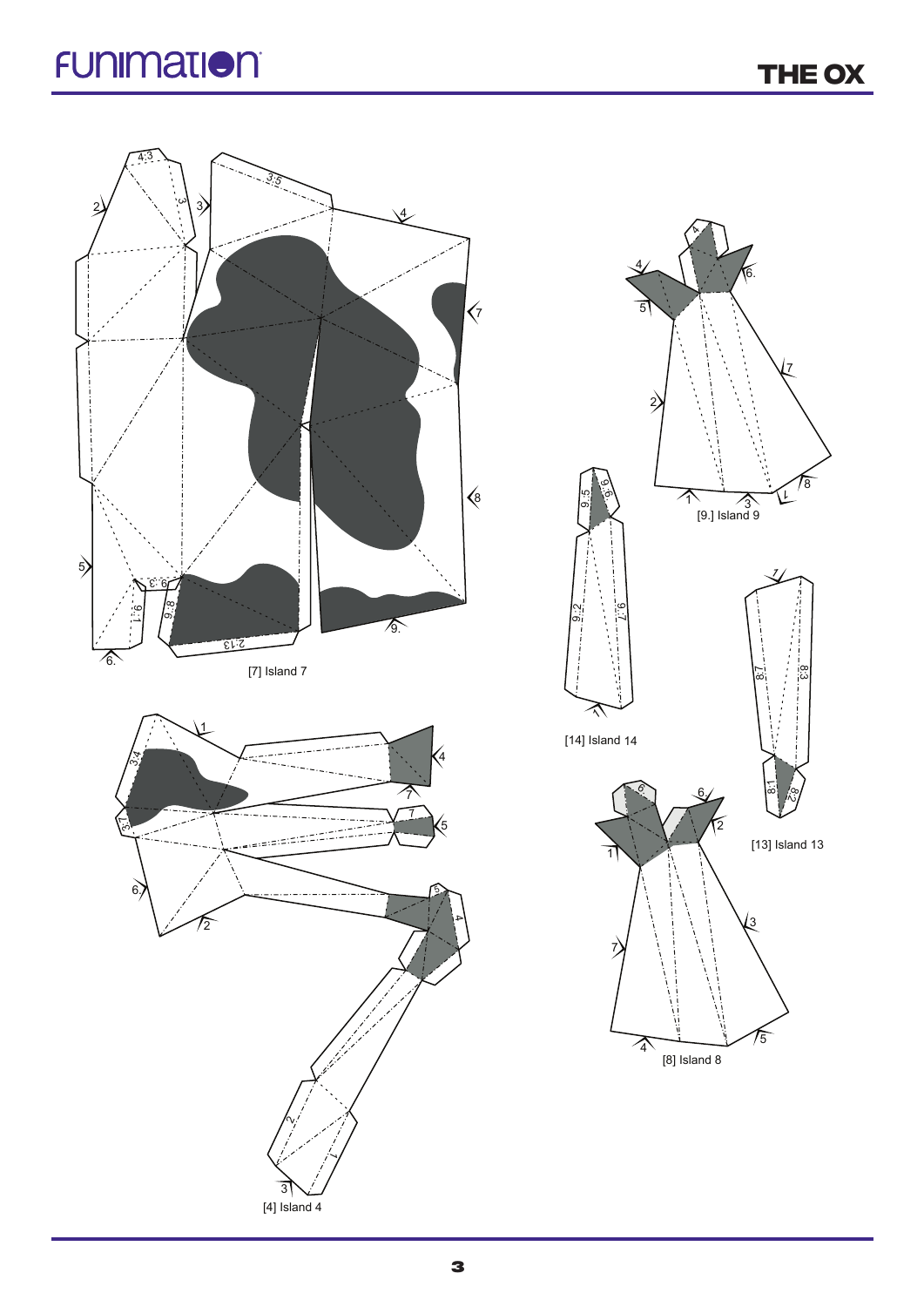[7] Island 7

[9.] Island 9

[14] Island 14

[13] Island 13

[4] Island 4

[8] Island 8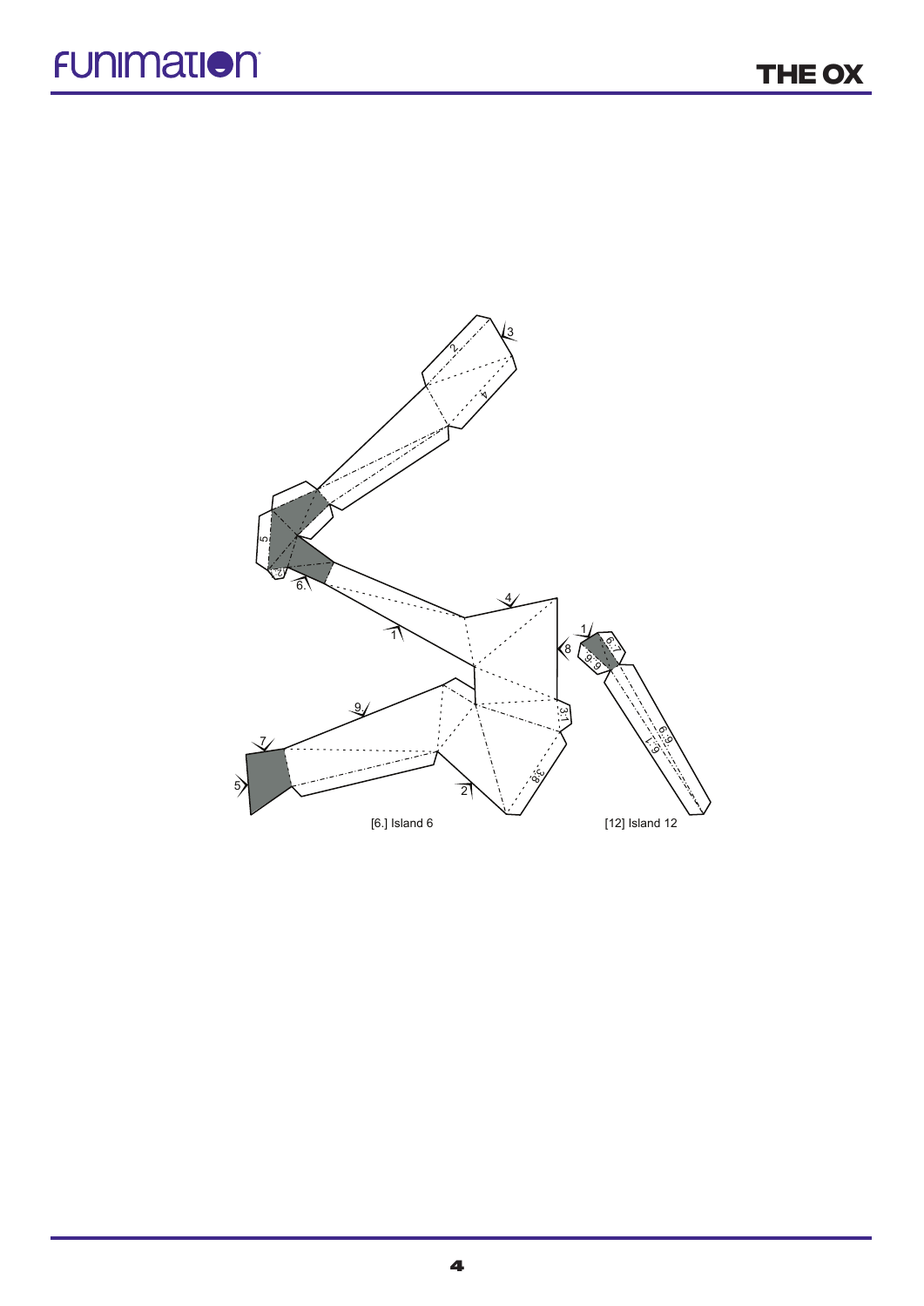3

2

4

5

6

1

4

8

1

9

7

5

2

3:1

6:3

6:7

6:6

6:9

6:1

[6.] Island 6

[12] Island 12